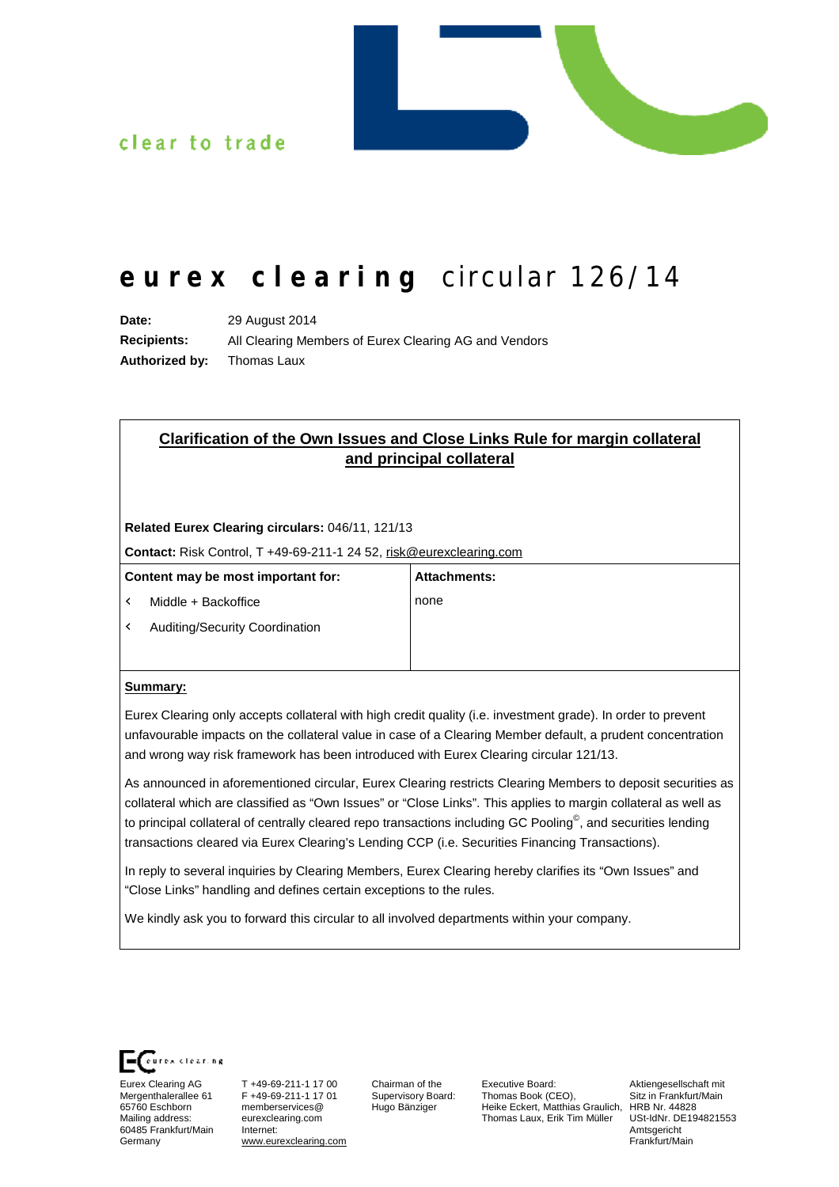clear to trade

# eurex clearing circular 126/14

**Date:** 29 August 2014

**Recipients:** All Clearing Members of Eurex Clearing AG and Vendors

**Authorized by:** Thomas Laux

## Clarification of the Own Issues and Close Links Rule for margin collateral and principal collateral

**Related Eurex Clearing circulars:** 046/11, 121/13

**Contact:** Risk Control, T +49-69-211-1 24 52, risk@eurexclearing.com

| Content may be most important for: | Attachments: |
|---|---|
| - Middle + Backoffice<br>- Auditing/Security Coordination | none |

**Summary:**

Eurex Clearing only accepts collateral with high credit quality (i.e. investment grade). In order to prevent unfavourable impacts on the collateral value in case of a Clearing Member default, a prudent concentration and wrong way risk framework has been introduced with Eurex Clearing circular 121/13.

As announced in aforementioned circular, Eurex Clearing restricts Clearing Members to deposit securities as collateral which are classified as "Own Issues" or "Close Links". This applies to margin collateral as well as to principal collateral of centrally cleared repo transactions including GC Pooling©, and securities lending transactions cleared via Eurex Clearing's Lending CCP (i.e. Securities Financing Transactions).

In reply to several inquiries by Clearing Members, Eurex Clearing hereby clarifies its "Own Issues" and "Close Links" handling and defines certain exceptions to the rules.

We kindly ask you to forward this circular to all involved departments within your company.

Eurex Clearing AG
Mergenthalerallee 61
65760 Eschborn
Mailing address:
60485 Frankfurt/Main
Germany

T +49-69-211-1 17 00
F +49-69-211-1 17 01
memberservices@eurexclearing.com
Internet:
www.eurexclearing.com

Chairman of the Supervisory Board:
Hugo Bänziger

Executive Board:
Thomas Book (CEO),
Heike Eckert, Matthias Graulich,
Thomas Laux, Erik Tim Müller

Aktiengesellschaft mit Sitz in Frankfurt/Main
HRB Nr. 44828
USt-IdNr. DE194821553
Amtsgericht Frankfurt/Main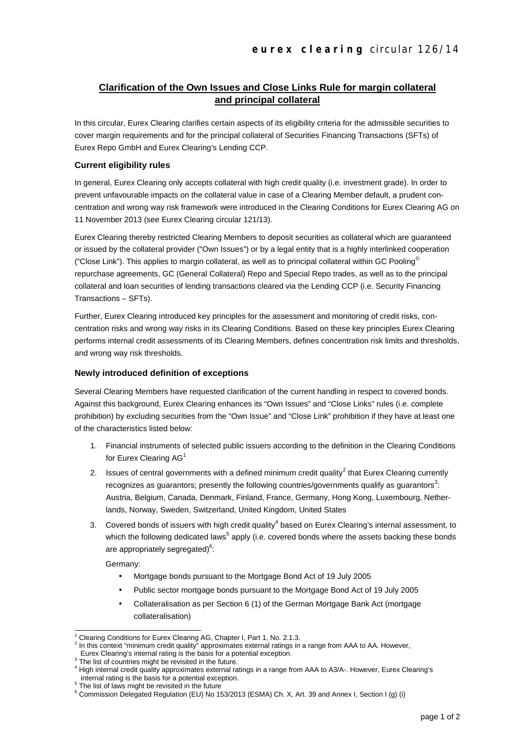## Clarification of the Own Issues and Close Links Rule for margin collateral and principal collateral

In this circular, Eurex Clearing clarifies certain aspects of its eligibility criteria for the admissible securities to cover margin requirements and for the principal collateral of Securities Financing Transactions (SFTs) of Eurex Repo GmbH and Eurex Clearing's Lending CCP.

### Current eligibility rules

In general, Eurex Clearing only accepts collateral with high credit quality (i.e. investment grade). In order to prevent unfavourable impacts on the collateral value in case of a Clearing Member default, a prudent concentration and wrong way risk framework were introduced in the Clearing Conditions for Eurex Clearing AG on 11 November 2013 (see Eurex Clearing circular 121/13).

Eurex Clearing thereby restricted Clearing Members to deposit securities as collateral which are guaranteed or issued by the collateral provider ("Own Issues") or by a legal entity that is a highly interlinked cooperation ("Close Link"). This applies to margin collateral, as well as to principal collateral within GC Pooling© repurchase agreements, GC (General Collateral) Repo and Special Repo trades, as well as to the principal collateral and loan securities of lending transactions cleared via the Lending CCP (i.e. Security Financing Transactions – SFTs).

Further, Eurex Clearing introduced key principles for the assessment and monitoring of credit risks, concentration risks and wrong way risks in its Clearing Conditions. Based on these key principles Eurex Clearing performs internal credit assessments of its Clearing Members, defines concentration risk limits and thresholds, and wrong way risk thresholds.

### Newly introduced definition of exceptions

Several Clearing Members have requested clarification of the current handling in respect to covered bonds. Against this background, Eurex Clearing enhances its "Own Issues" and "Close Links" rules (i.e. complete prohibition) by excluding securities from the "Own Issue" and "Close Link" prohibition if they have at least one of the characteristics listed below:

1. Financial instruments of selected public issuers according to the definition in the Clearing Conditions for Eurex Clearing AG[1]
2. Issues of central governments with a defined minimum credit quality[2] that Eurex Clearing currently recognizes as guarantors; presently the following countries/governments qualify as guarantors[3]: Austria, Belgium, Canada, Denmark, Finland, France, Germany, Hong Kong, Luxembourg, Netherlands, Norway, Sweden, Switzerland, United Kingdom, United States
3. Covered bonds of issuers with high credit quality[4] based on Eurex Clearing's internal assessment, to which the following dedicated laws[5] apply (i.e. covered bonds where the assets backing these bonds are appropriately segregated)[6]:

   Germany:

   - Mortgage bonds pursuant to the Mortgage Bond Act of 19 July 2005
   - Public sector mortgage bonds pursuant to the Mortgage Bond Act of 19 July 2005
   - Collateralisation as per Section 6 (1) of the German Mortgage Bank Act (mortgage collateralisation)

---

[1] Clearing Conditions for Eurex Clearing AG, Chapter I, Part 1, No. 2.1.3.

[2] In this context "minimum credit quality" approximates external ratings in a range from AAA to AA. However, Eurex Clearing's internal rating is the basis for a potential exception.

[3] The list of countries might be revisited in the future.

[4] High internal credit quality approximates external ratings in a range from AAA to A3/A-. However, Eurex Clearing's internal rating is the basis for a potential exception.

[5] The list of laws might be revisited in the future

[6] Commission Delegated Regulation (EU) No 153/2013 (ESMA) Ch. X, Art. 39 and Annex I, Section I (g) (i)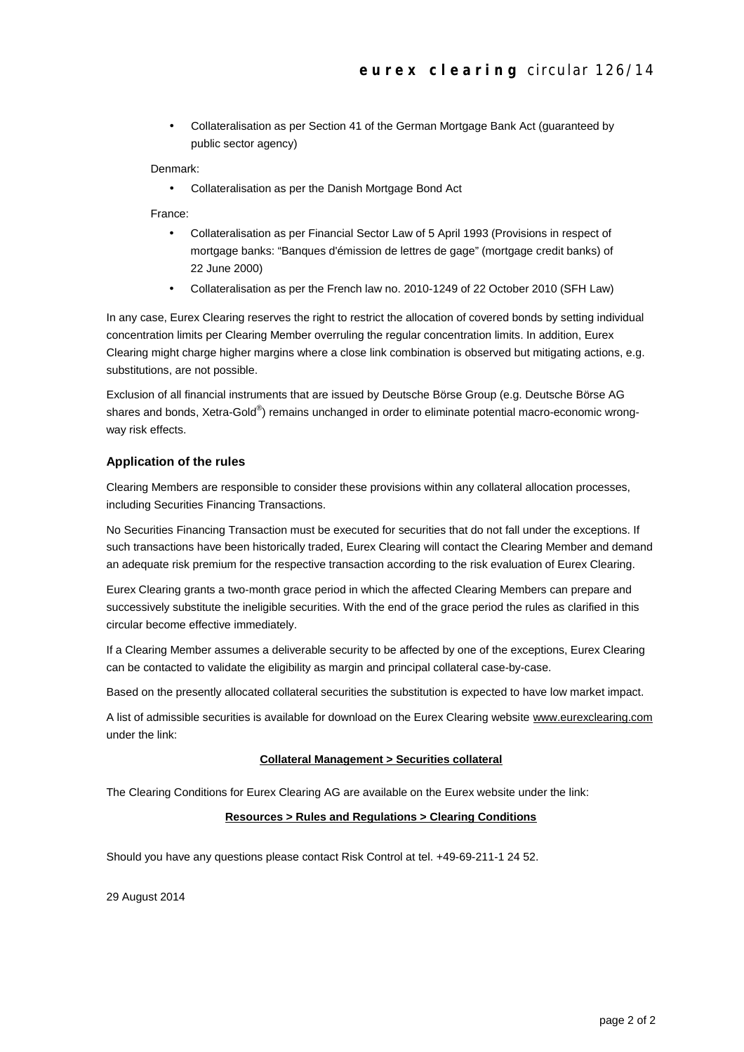- Collateralisation as per Section 41 of the German Mortgage Bank Act (guaranteed by public sector agency)

Denmark:

- Collateralisation as per the Danish Mortgage Bond Act

France:

- Collateralisation as per Financial Sector Law of 5 April 1993 (Provisions in respect of mortgage banks: "Banques d'émission de lettres de gage" (mortgage credit banks) of 22 June 2000)
- Collateralisation as per the French law no. 2010-1249 of 22 October 2010 (SFH Law)

In any case, Eurex Clearing reserves the right to restrict the allocation of covered bonds by setting individual concentration limits per Clearing Member overruling the regular concentration limits. In addition, Eurex Clearing might charge higher margins where a close link combination is observed but mitigating actions, e.g. substitutions, are not possible.

Exclusion of all financial instruments that are issued by Deutsche Börse Group (e.g. Deutsche Börse AG shares and bonds, Xetra-Gold®) remains unchanged in order to eliminate potential macro-economic wrong-way risk effects.

### Application of the rules

Clearing Members are responsible to consider these provisions within any collateral allocation processes, including Securities Financing Transactions.

No Securities Financing Transaction must be executed for securities that do not fall under the exceptions. If such transactions have been historically traded, Eurex Clearing will contact the Clearing Member and demand an adequate risk premium for the respective transaction according to the risk evaluation of Eurex Clearing.

Eurex Clearing grants a two-month grace period in which the affected Clearing Members can prepare and successively substitute the ineligible securities. With the end of the grace period the rules as clarified in this circular become effective immediately.

If a Clearing Member assumes a deliverable security to be affected by one of the exceptions, Eurex Clearing can be contacted to validate the eligibility as margin and principal collateral case-by-case.

Based on the presently allocated collateral securities the substitution is expected to have low market impact.

A list of admissible securities is available for download on the Eurex Clearing website www.eurexclearing.com under the link:

**Collateral Management > Securities collateral**

The Clearing Conditions for Eurex Clearing AG are available on the Eurex website under the link:

**Resources > Rules and Regulations > Clearing Conditions**

Should you have any questions please contact Risk Control at tel. +49-69-211-1 24 52.

29 August 2014